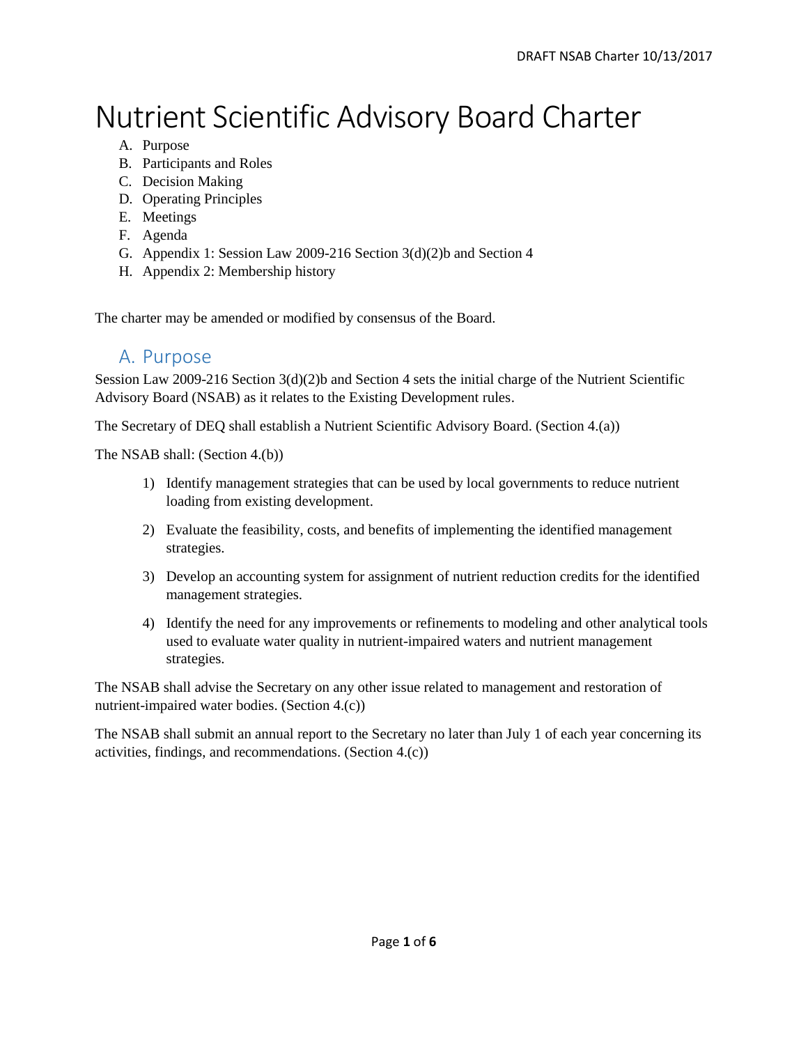# Nutrient Scientific Advisory Board Charter

A. Purpose
B. Participants and Roles
C. Decision Making
D. Operating Principles
E. Meetings
F. Agenda
G. Appendix 1: Session Law 2009-216 Section 3(d)(2)b and Section 4
H. Appendix 2: Membership history

The charter may be amended or modified by consensus of the Board.

## A. Purpose

Session Law 2009-216 Section 3(d)(2)b and Section 4 sets the initial charge of the Nutrient Scientific Advisory Board (NSAB) as it relates to the Existing Development rules.

The Secretary of DEQ shall establish a Nutrient Scientific Advisory Board. (Section 4.(a))

The NSAB shall: (Section 4.(b))

1) Identify management strategies that can be used by local governments to reduce nutrient loading from existing development.

2) Evaluate the feasibility, costs, and benefits of implementing the identified management strategies.

3) Develop an accounting system for assignment of nutrient reduction credits for the identified management strategies.

4) Identify the need for any improvements or refinements to modeling and other analytical tools used to evaluate water quality in nutrient-impaired waters and nutrient management strategies.

The NSAB shall advise the Secretary on any other issue related to management and restoration of nutrient-impaired water bodies. (Section 4.(c))

The NSAB shall submit an annual report to the Secretary no later than July 1 of each year concerning its activities, findings, and recommendations. (Section 4.(c))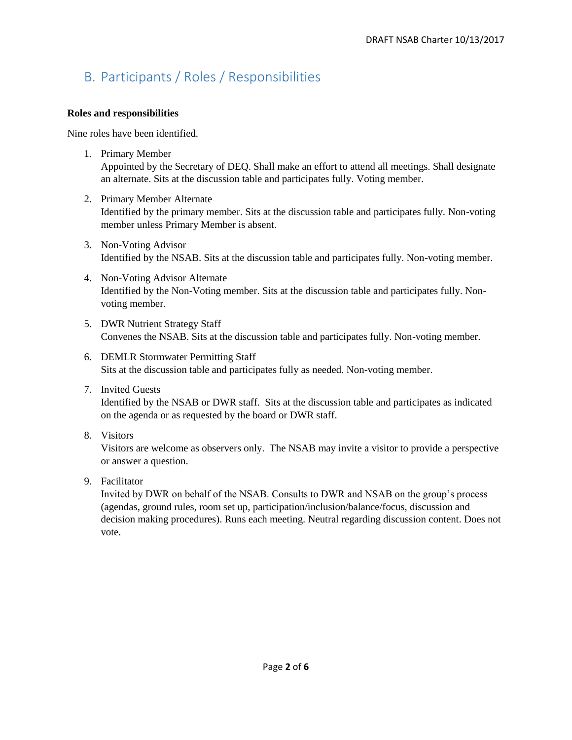## B. Participants / Roles / Responsibilities

**Roles and responsibilities**

Nine roles have been identified.

1. Primary Member
   Appointed by the Secretary of DEQ. Shall make an effort to attend all meetings. Shall designate an alternate. Sits at the discussion table and participates fully. Voting member.

2. Primary Member Alternate
   Identified by the primary member. Sits at the discussion table and participates fully. Non-voting member unless Primary Member is absent.

3. Non-Voting Advisor
   Identified by the NSAB. Sits at the discussion table and participates fully. Non-voting member.

4. Non-Voting Advisor Alternate
   Identified by the Non-Voting member. Sits at the discussion table and participates fully. Non-voting member.

5. DWR Nutrient Strategy Staff
   Convenes the NSAB. Sits at the discussion table and participates fully. Non-voting member.

6. DEMLR Stormwater Permitting Staff
   Sits at the discussion table and participates fully as needed. Non-voting member.

7. Invited Guests
   Identified by the NSAB or DWR staff. Sits at the discussion table and participates as indicated on the agenda or as requested by the board or DWR staff.

8. Visitors
   Visitors are welcome as observers only. The NSAB may invite a visitor to provide a perspective or answer a question.

9. Facilitator
   Invited by DWR on behalf of the NSAB. Consults to DWR and NSAB on the group's process (agendas, ground rules, room set up, participation/inclusion/balance/focus, discussion and decision making procedures). Runs each meeting. Neutral regarding discussion content. Does not vote.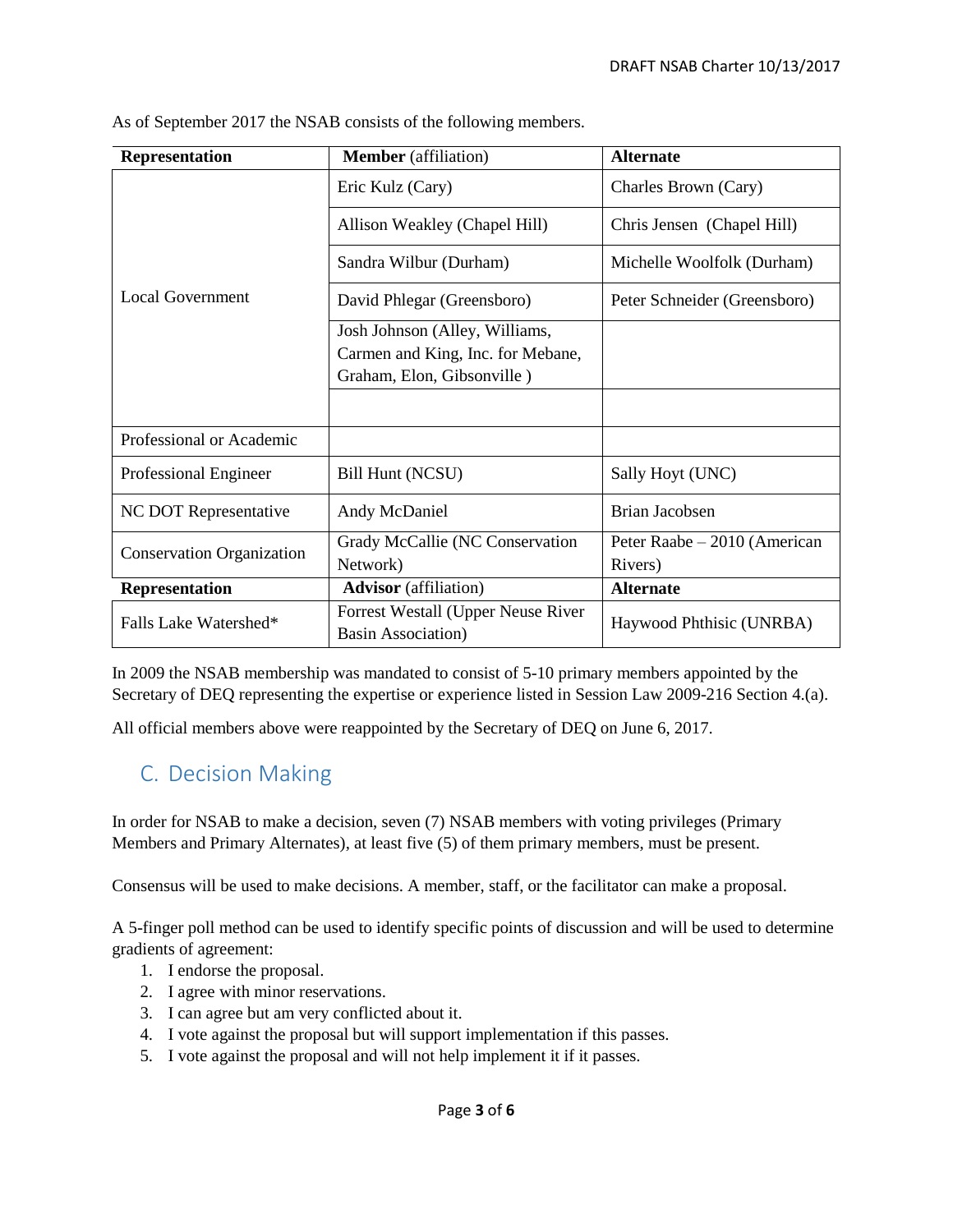As of September 2017 the NSAB consists of the following members.

| **Representation** | **Member** (affiliation) | **Alternate** |
|---|---|---|
| Local Government | Eric Kulz (Cary) | Charles Brown (Cary) |
| | Allison Weakley (Chapel Hill) | Chris Jensen (Chapel Hill) |
| | Sandra Wilbur (Durham) | Michelle Woolfolk (Durham) |
| | David Phlegar (Greensboro) | Peter Schneider (Greensboro) |
| | Josh Johnson (Alley, Williams, Carmen and King, Inc. for Mebane, Graham, Elon, Gibsonville ) | |
| | | |
| Professional or Academic | | |
| Professional Engineer | Bill Hunt (NCSU) | Sally Hoyt (UNC) |
| NC DOT Representative | Andy McDaniel | Brian Jacobsen |
| Conservation Organization | Grady McCallie (NC Conservation Network) | Peter Raabe – 2010 (American Rivers) |
| **Representation** | **Advisor** (affiliation) | **Alternate** |
| Falls Lake Watershed* | Forrest Westall (Upper Neuse River Basin Association) | Haywood Phthisic (UNRBA) |

In 2009 the NSAB membership was mandated to consist of 5-10 primary members appointed by the Secretary of DEQ representing the expertise or experience listed in Session Law 2009-216 Section 4.(a).

All official members above were reappointed by the Secretary of DEQ on June 6, 2017.

## C. Decision Making

In order for NSAB to make a decision, seven (7) NSAB members with voting privileges (Primary Members and Primary Alternates), at least five (5) of them primary members, must be present.

Consensus will be used to make decisions. A member, staff, or the facilitator can make a proposal.

A 5-finger poll method can be used to identify specific points of discussion and will be used to determine gradients of agreement:

1. I endorse the proposal.
2. I agree with minor reservations.
3. I can agree but am very conflicted about it.
4. I vote against the proposal but will support implementation if this passes.
5. I vote against the proposal and will not help implement it if it passes.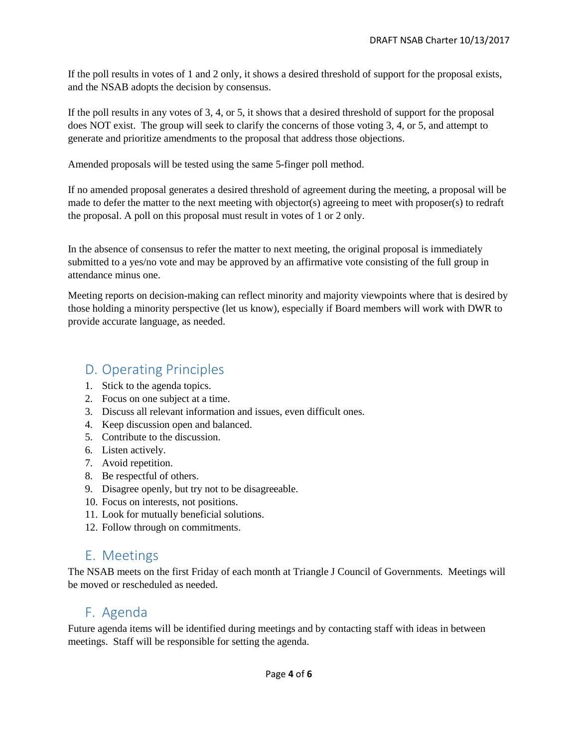If the poll results in votes of 1 and 2 only, it shows a desired threshold of support for the proposal exists, and the NSAB adopts the decision by consensus.

If the poll results in any votes of 3, 4, or 5, it shows that a desired threshold of support for the proposal does NOT exist. The group will seek to clarify the concerns of those voting 3, 4, or 5, and attempt to generate and prioritize amendments to the proposal that address those objections.

Amended proposals will be tested using the same 5-finger poll method.

If no amended proposal generates a desired threshold of agreement during the meeting, a proposal will be made to defer the matter to the next meeting with objector(s) agreeing to meet with proposer(s) to redraft the proposal. A poll on this proposal must result in votes of 1 or 2 only.

In the absence of consensus to refer the matter to next meeting, the original proposal is immediately submitted to a yes/no vote and may be approved by an affirmative vote consisting of the full group in attendance minus one.

Meeting reports on decision-making can reflect minority and majority viewpoints where that is desired by those holding a minority perspective (let us know), especially if Board members will work with DWR to provide accurate language, as needed.

## D. Operating Principles

1. Stick to the agenda topics.
2. Focus on one subject at a time.
3. Discuss all relevant information and issues, even difficult ones.
4. Keep discussion open and balanced.
5. Contribute to the discussion.
6. Listen actively.
7. Avoid repetition.
8. Be respectful of others.
9. Disagree openly, but try not to be disagreeable.
10. Focus on interests, not positions.
11. Look for mutually beneficial solutions.
12. Follow through on commitments.

## E. Meetings

The NSAB meets on the first Friday of each month at Triangle J Council of Governments. Meetings will be moved or rescheduled as needed.

## F. Agenda

Future agenda items will be identified during meetings and by contacting staff with ideas in between meetings. Staff will be responsible for setting the agenda.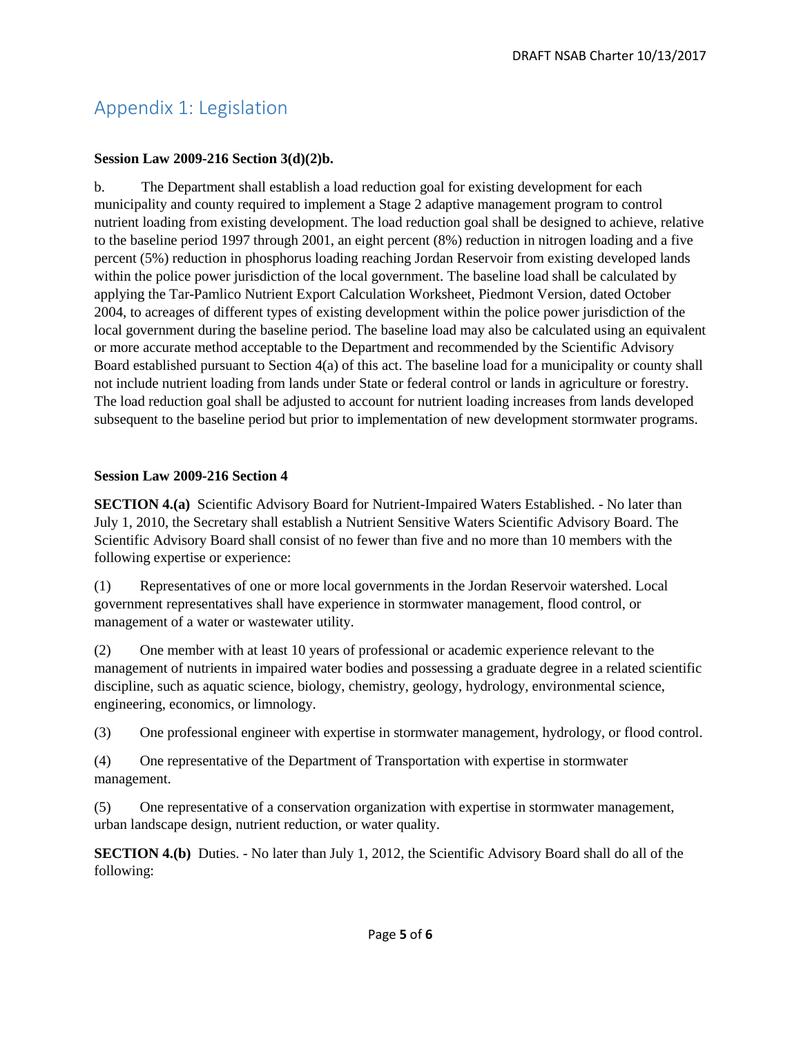# Appendix 1: Legislation

**Session Law 2009-216 Section 3(d)(2)b.**

b. The Department shall establish a load reduction goal for existing development for each municipality and county required to implement a Stage 2 adaptive management program to control nutrient loading from existing development. The load reduction goal shall be designed to achieve, relative to the baseline period 1997 through 2001, an eight percent (8%) reduction in nitrogen loading and a five percent (5%) reduction in phosphorus loading reaching Jordan Reservoir from existing developed lands within the police power jurisdiction of the local government. The baseline load shall be calculated by applying the Tar-Pamlico Nutrient Export Calculation Worksheet, Piedmont Version, dated October 2004, to acreages of different types of existing development within the police power jurisdiction of the local government during the baseline period. The baseline load may also be calculated using an equivalent or more accurate method acceptable to the Department and recommended by the Scientific Advisory Board established pursuant to Section 4(a) of this act. The baseline load for a municipality or county shall not include nutrient loading from lands under State or federal control or lands in agriculture or forestry. The load reduction goal shall be adjusted to account for nutrient loading increases from lands developed subsequent to the baseline period but prior to implementation of new development stormwater programs.

**Session Law 2009-216 Section 4**

**SECTION 4.(a)** Scientific Advisory Board for Nutrient-Impaired Waters Established. - No later than July 1, 2010, the Secretary shall establish a Nutrient Sensitive Waters Scientific Advisory Board. The Scientific Advisory Board shall consist of no fewer than five and no more than 10 members with the following expertise or experience:

(1) Representatives of one or more local governments in the Jordan Reservoir watershed. Local government representatives shall have experience in stormwater management, flood control, or management of a water or wastewater utility.

(2) One member with at least 10 years of professional or academic experience relevant to the management of nutrients in impaired water bodies and possessing a graduate degree in a related scientific discipline, such as aquatic science, biology, chemistry, geology, hydrology, environmental science, engineering, economics, or limnology.

(3) One professional engineer with expertise in stormwater management, hydrology, or flood control.

(4) One representative of the Department of Transportation with expertise in stormwater management.

(5) One representative of a conservation organization with expertise in stormwater management, urban landscape design, nutrient reduction, or water quality.

**SECTION 4.(b)** Duties. - No later than July 1, 2012, the Scientific Advisory Board shall do all of the following: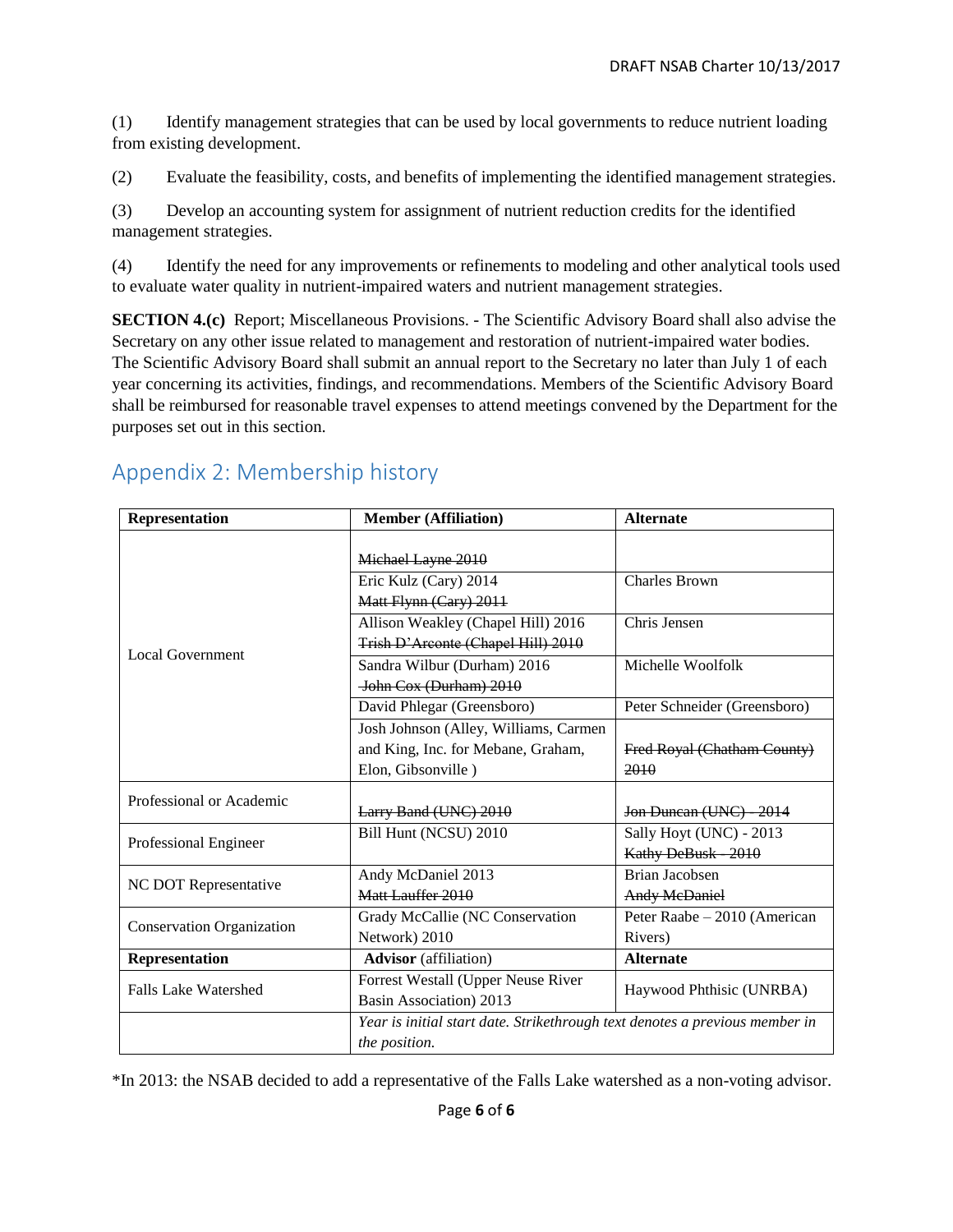(1) Identify management strategies that can be used by local governments to reduce nutrient loading from existing development.

(2) Evaluate the feasibility, costs, and benefits of implementing the identified management strategies.

(3) Develop an accounting system for assignment of nutrient reduction credits for the identified management strategies.

(4) Identify the need for any improvements or refinements to modeling and other analytical tools used to evaluate water quality in nutrient-impaired waters and nutrient management strategies.

**SECTION 4.(c)** Report; Miscellaneous Provisions. - The Scientific Advisory Board shall also advise the Secretary on any other issue related to management and restoration of nutrient-impaired water bodies. The Scientific Advisory Board shall submit an annual report to the Secretary no later than July 1 of each year concerning its activities, findings, and recommendations. Members of the Scientific Advisory Board shall be reimbursed for reasonable travel expenses to attend meetings convened by the Department for the purposes set out in this section.

## Appendix 2: Membership history

| **Representation** | **Member (Affiliation)** | **Alternate** |
|---|---|---|
| Local Government | ~~Michael Layne 2010~~ | |
| | Eric Kulz (Cary) 2014<br>~~Matt Flynn (Cary) 2011~~ | Charles Brown |
| | Allison Weakley (Chapel Hill) 2016<br>~~Trish D'Arconte (Chapel Hill) 2010~~ | Chris Jensen |
| | Sandra Wilbur (Durham) 2016<br>~~John Cox (Durham) 2010~~ | Michelle Woolfolk |
| | David Phlegar (Greensboro) | Peter Schneider (Greensboro) |
| | Josh Johnson (Alley, Williams, Carmen and King, Inc. for Mebane, Graham, Elon, Gibsonville ) | ~~Fred Royal (Chatham County) 2010~~ |
| Professional or Academic | ~~Larry Band (UNC) 2010~~ | ~~Jon Duncan (UNC) - 2014~~ |
| Professional Engineer | Bill Hunt (NCSU) 2010 | Sally Hoyt (UNC) - 2013<br>~~Kathy DeBusk - 2010~~ |
| NC DOT Representative | Andy McDaniel 2013<br>~~Matt Lauffer 2010~~ | Brian Jacobsen<br>~~Andy McDaniel~~ |
| Conservation Organization | Grady McCallie (NC Conservation Network) 2010 | Peter Raabe – 2010 (American Rivers) |
| **Representation** | **Advisor** (affiliation) | **Alternate** |
| Falls Lake Watershed | Forrest Westall (Upper Neuse River Basin Association) 2013 | Haywood Phthisic (UNRBA) |
| | *Year is initial start date. Strikethrough text denotes a previous member in the position.* | |

*In 2013: the NSAB decided to add a representative of the Falls Lake watershed as a non-voting advisor.